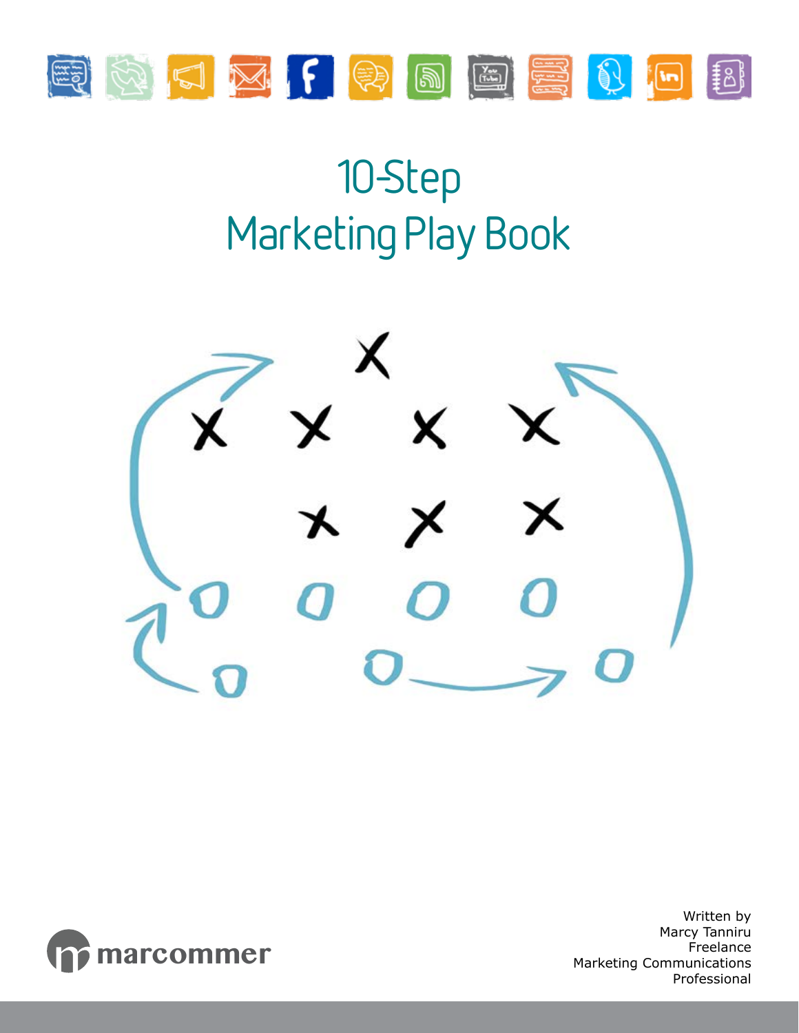# 10-Step Marketing Play Book

marcommer

Written by
Marcy Tanniru
Freelance
Marketing Communications
Professional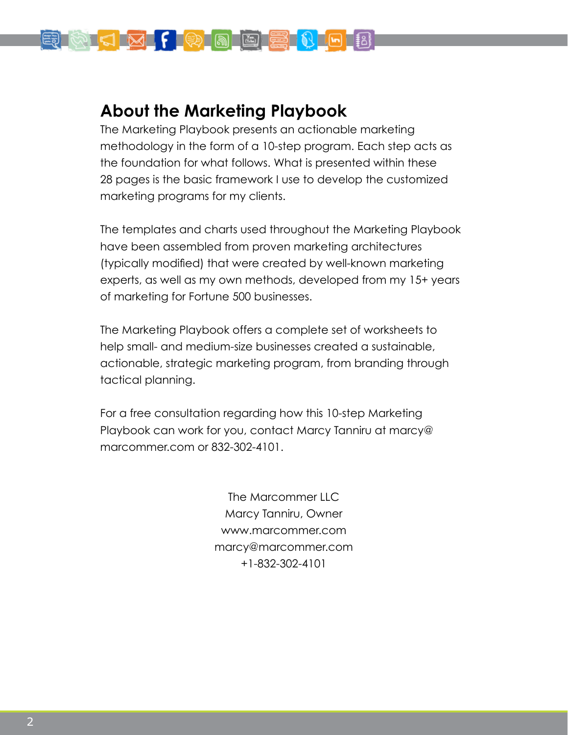## About the Marketing Playbook

The Marketing Playbook presents an actionable marketing methodology in the form of a 10-step program. Each step acts as the foundation for what follows. What is presented within these 28 pages is the basic framework I use to develop the customized marketing programs for my clients.

The templates and charts used throughout the Marketing Playbook have been assembled from proven marketing architectures (typically modified) that were created by well-known marketing experts, as well as my own methods, developed from my 15+ years of marketing for Fortune 500 businesses.

The Marketing Playbook offers a complete set of worksheets to help small- and medium-size businesses created a sustainable, actionable, strategic marketing program, from branding through tactical planning.

For a free consultation regarding how this 10-step Marketing Playbook can work for you, contact Marcy Tanniru at marcy@marcommer.com or 832-302-4101.

The Marcommer LLC
Marcy Tanniru, Owner
www.marcommer.com
marcy@marcommer.com
+1-832-302-4101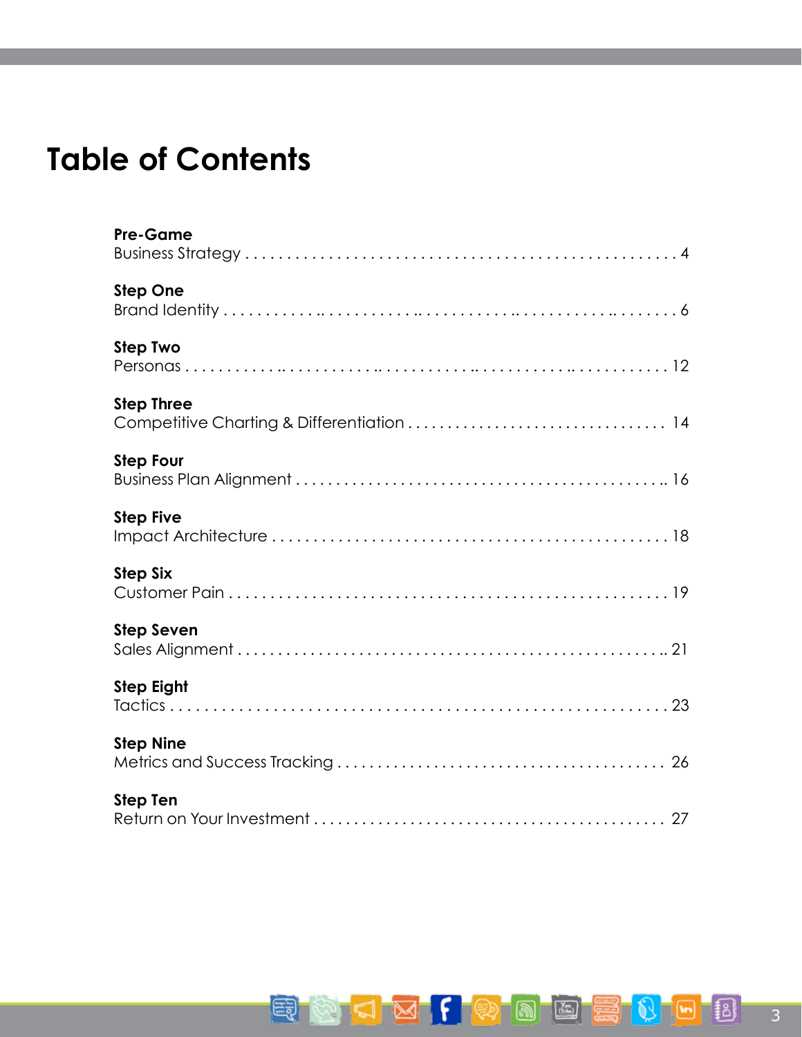# Table of Contents

**Pre-Game**
Business Strategy . . . . . . . . . . . . . . . . . . . . . . . . . . . . . . . . . . . . . . . . . . . . . . . . 4

**Step One**
Brand Identity . . . . . . . . . . . . . . . . . . . . . . . . . . . . . . . . . . . . . . . . . . . . . . . . . . . 6

**Step Two**
Personas . . . . . . . . . . . . . . . . . . . . . . . . . . . . . . . . . . . . . . . . . . . . . . . . . . . . . 12

**Step Three**
Competitive Charting & Differentiation . . . . . . . . . . . . . . . . . . . . . . . . . . . . . . . . 14

**Step Four**
Business Plan Alignment . . . . . . . . . . . . . . . . . . . . . . . . . . . . . . . . . . . . . . . . . . . 16

**Step Five**
Impact Architecture . . . . . . . . . . . . . . . . . . . . . . . . . . . . . . . . . . . . . . . . . . . . . . 18

**Step Six**
Customer Pain . . . . . . . . . . . . . . . . . . . . . . . . . . . . . . . . . . . . . . . . . . . . . . . . . . 19

**Step Seven**
Sales Alignment . . . . . . . . . . . . . . . . . . . . . . . . . . . . . . . . . . . . . . . . . . . . . . . . . 21

**Step Eight**
Tactics . . . . . . . . . . . . . . . . . . . . . . . . . . . . . . . . . . . . . . . . . . . . . . . . . . . . . . . 23

**Step Nine**
Metrics and Success Tracking . . . . . . . . . . . . . . . . . . . . . . . . . . . . . . . . . . . . . . . 26

**Step Ten**
Return on Your Investment . . . . . . . . . . . . . . . . . . . . . . . . . . . . . . . . . . . . . . . . . 27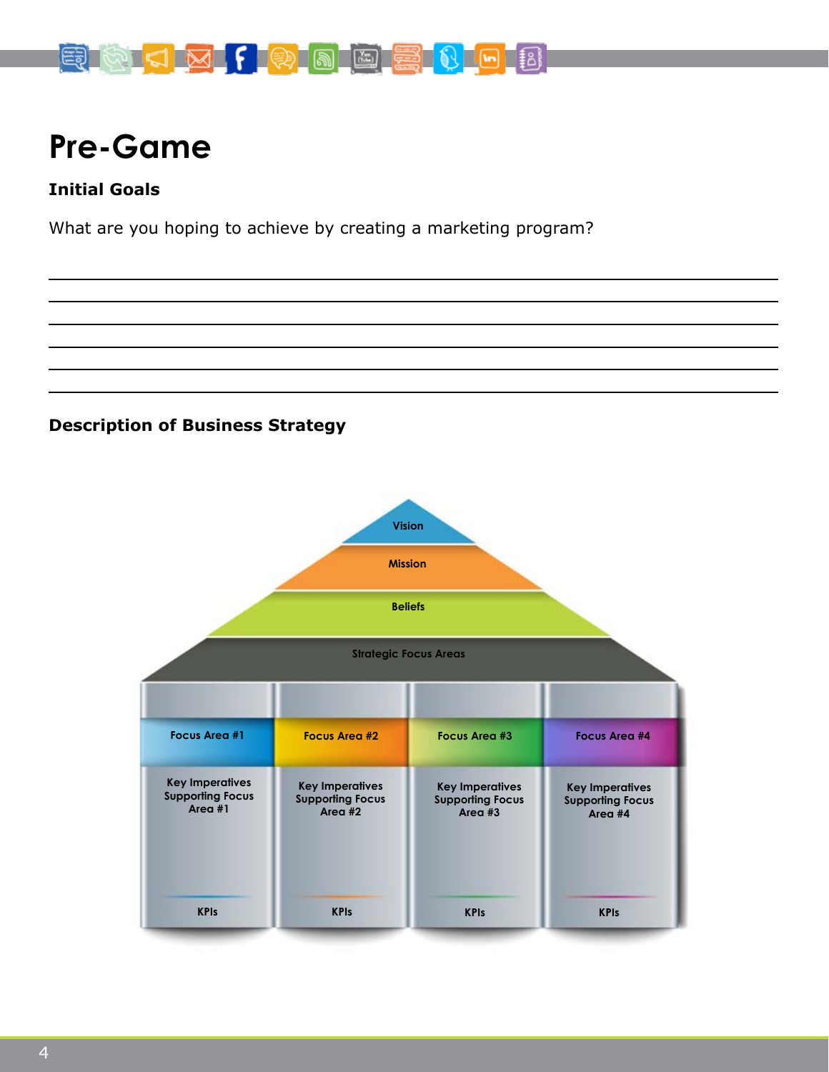# Pre-Game

### Initial Goals

What are you hoping to achieve by creating a marketing program?

### Description of Business Strategy

Vision

Mission

Beliefs

Strategic Focus Areas

| Focus Area #1 | Focus Area #2 | Focus Area #3 | Focus Area #4 |
|---|---|---|---|
| Key Imperatives Supporting Focus Area #1 | Key Imperatives Supporting Focus Area #2 | Key Imperatives Supporting Focus Area #3 | Key Imperatives Supporting Focus Area #4 |
| KPIs | KPIs | KPIs | KPIs |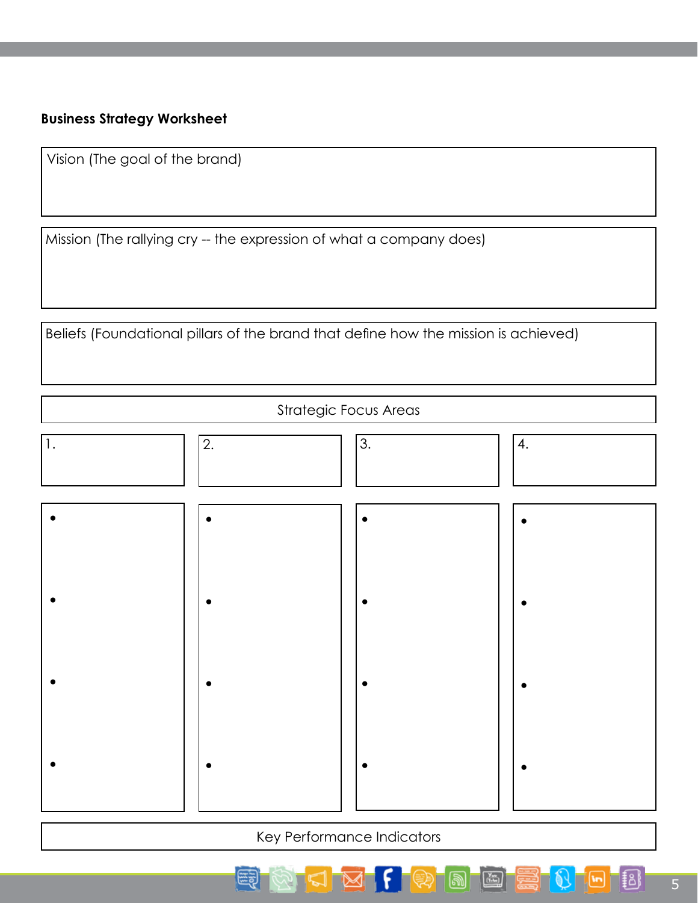**Business Strategy Worksheet**

| Vision (The goal of the brand) |
|---|
| |

| Mission (The rallying cry -- the expression of what a company does) |
|---|
| |

| Beliefs (Foundational pillars of the brand that define how the mission is achieved) |
|---|
| |

| Strategic Focus Areas | | | |
|---|---|---|---|
| 1. | 2. | 3. | 4. |
| • | • | • | • |
| • | • | • | • |
| • | • | • | • |
| • | • | • | • |

| Key Performance Indicators |
|---|
| |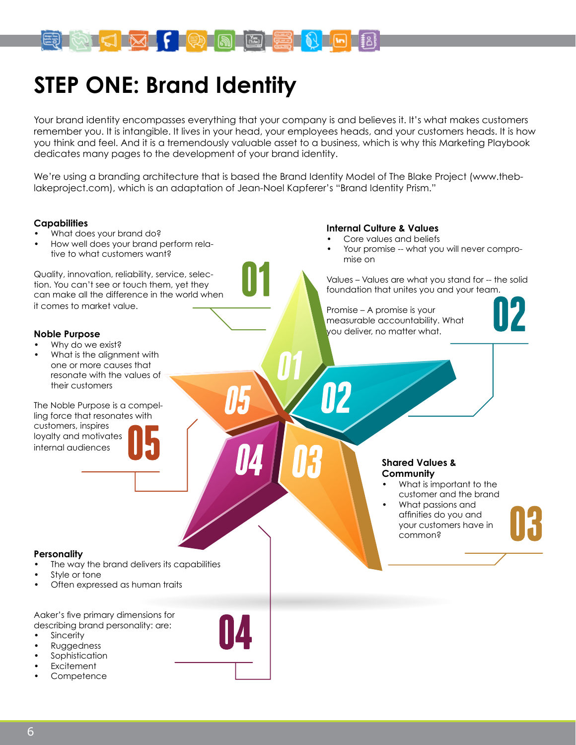# STEP ONE: Brand Identity

Your brand identity encompasses everything that your company is and believes it. It's what makes customers remember you. It is intangible. It lives in your head, your employees heads, and your customers heads. It is how you think and feel. And it is a tremendously valuable asset to a business, which is why this Marketing Playbook dedicates many pages to the development of your brand identity.

We're using a branding architecture that is based the Brand Identity Model of The Blake Project (www.theblakeproject.com), which is an adaptation of Jean-Noel Kapferer's "Brand Identity Prism."

### 01 Capabilities

- What does your brand do?
- How well does your brand perform relative to what customers want?

Quality, innovation, reliability, service, selection. You can't see or touch them, yet they can make all the difference in the world when it comes to market value.

### 02 Internal Culture & Values

- Core values and beliefs
- Your promise -- what you will never compromise on

Values – Values are what you stand for -- the solid foundation that unites you and your team.

Promise – A promise is your measurable accountability. What you deliver, no matter what.

### 03 Shared Values & Community

- What is important to the customer and the brand
- What passions and affinities do you and your customers have in common?

### 04 Personality

- The way the brand delivers its capabilities
- Style or tone
- Often expressed as human traits

Aaker's five primary dimensions for describing brand personality: are:

- Sincerity
- Ruggedness
- Sophistication
- Excitement
- Competence

### 05 Noble Purpose

- Why do we exist?
- What is the alignment with one or more causes that resonate with the values of their customers

The Noble Purpose is a compelling force that resonates with customers, inspires loyalty and motivates internal audiences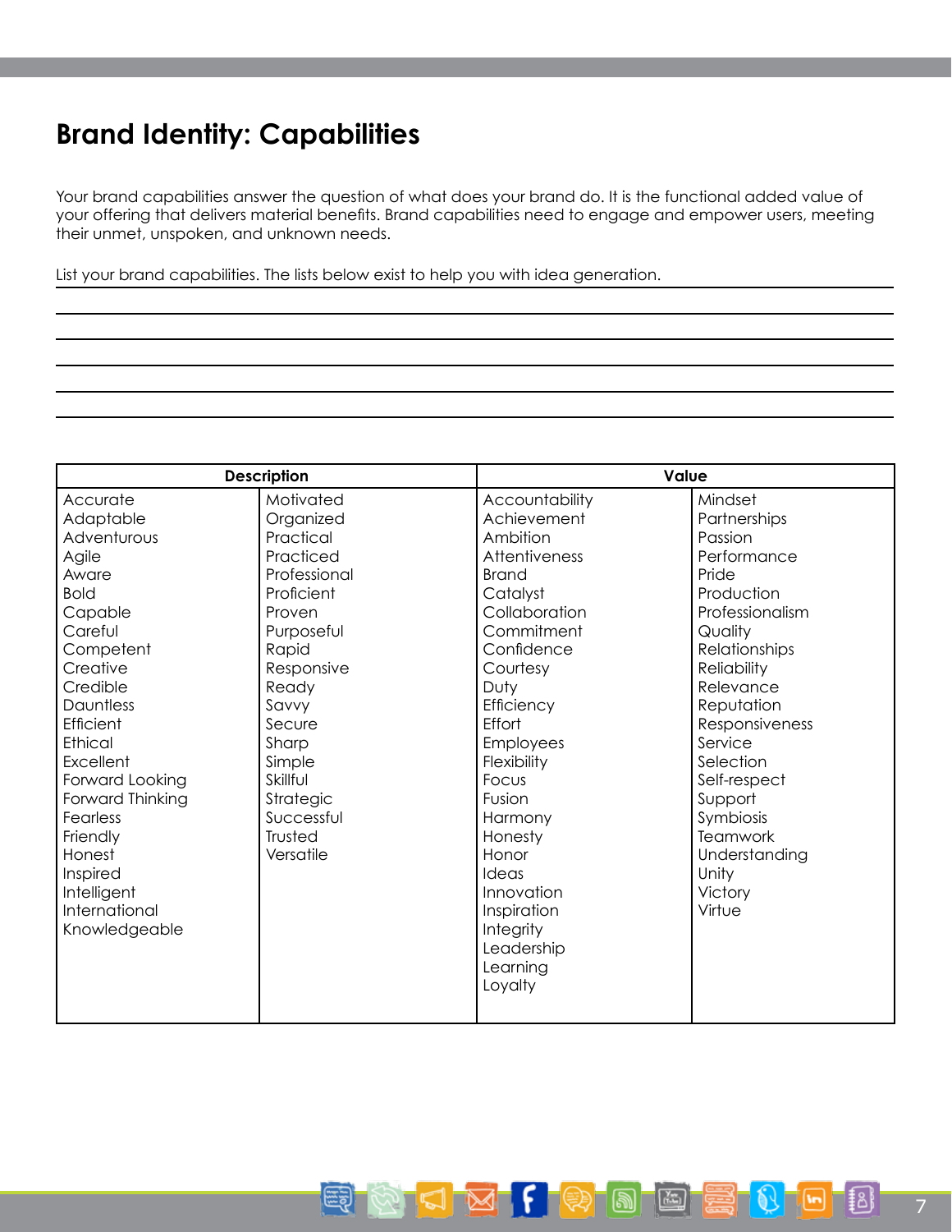# Brand Identity: Capabilities

Your brand capabilities answer the question of what does your brand do. It is the functional added value of your offering that delivers material benefits. Brand capabilities need to engage and empower users, meeting their unmet, unspoken, and unknown needs.

List your brand capabilities. The lists below exist to help you with idea generation.

| Description | | Value | |
|---|---|---|---|
| Accurate | Motivated | Accountability | Mindset |
| Adaptable | Organized | Achievement | Partnerships |
| Adventurous | Practical | Ambition | Passion |
| Agile | Practiced | Attentiveness | Performance |
| Aware | Professional | Brand | Pride |
| Bold | Proficient | Catalyst | Production |
| Capable | Proven | Collaboration | Professionalism |
| Careful | Purposeful | Commitment | Quality |
| Competent | Rapid | Confidence | Relationships |
| Creative | Responsive | Courtesy | Reliability |
| Credible | Ready | Duty | Relevance |
| Dauntless | Savvy | Efficiency | Reputation |
| Efficient | Secure | Effort | Responsiveness |
| Ethical | Sharp | Employees | Service |
| Excellent | Simple | Flexibility | Selection |
| Forward Looking | Skillful | Focus | Self-respect |
| Forward Thinking | Strategic | Fusion | Support |
| Fearless | Successful | Harmony | Symbiosis |
| Friendly | Trusted | Honesty | Teamwork |
| Honest | Versatile | Honor | Understanding |
| Inspired | | Ideas | Unity |
| Intelligent | | Innovation | Victory |
| International | | Inspiration | Virtue |
| Knowledgeable | | Integrity | |
| | | Leadership | |
| | | Learning | |
| | | Loyalty | |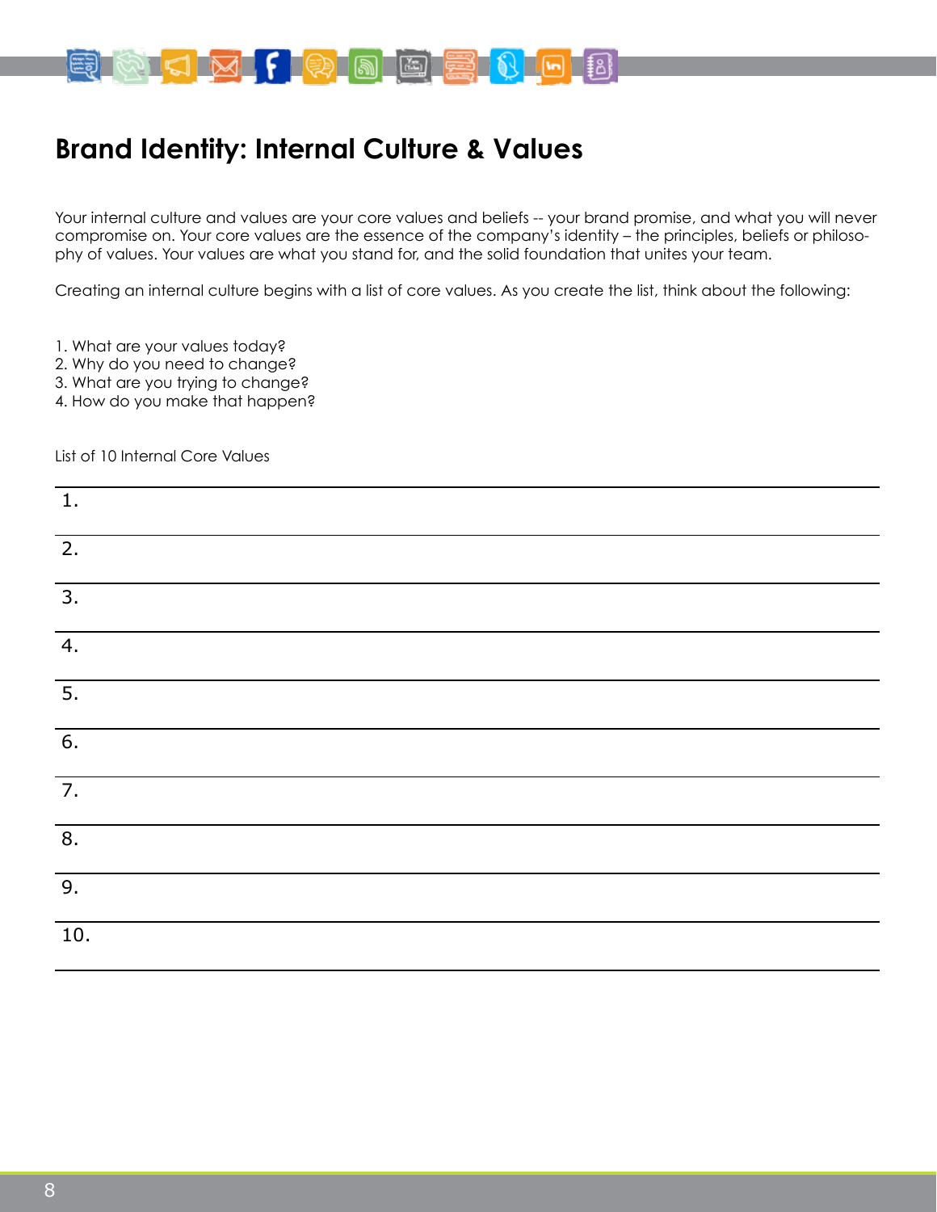# Brand Identity: Internal Culture & Values

Your internal culture and values are your core values and beliefs -- your brand promise, and what you will never compromise on. Your core values are the essence of the company's identity – the principles, beliefs or philosophy of values. Your values are what you stand for, and the solid foundation that unites your team.

Creating an internal culture begins with a list of core values. As you create the list, think about the following:

1. What are your values today?
2. Why do you need to change?
3. What are you trying to change?
4. How do you make that happen?

List of 10 Internal Core Values

1.

2.

3.

4.

5.

6.

7.

8.

9.

10.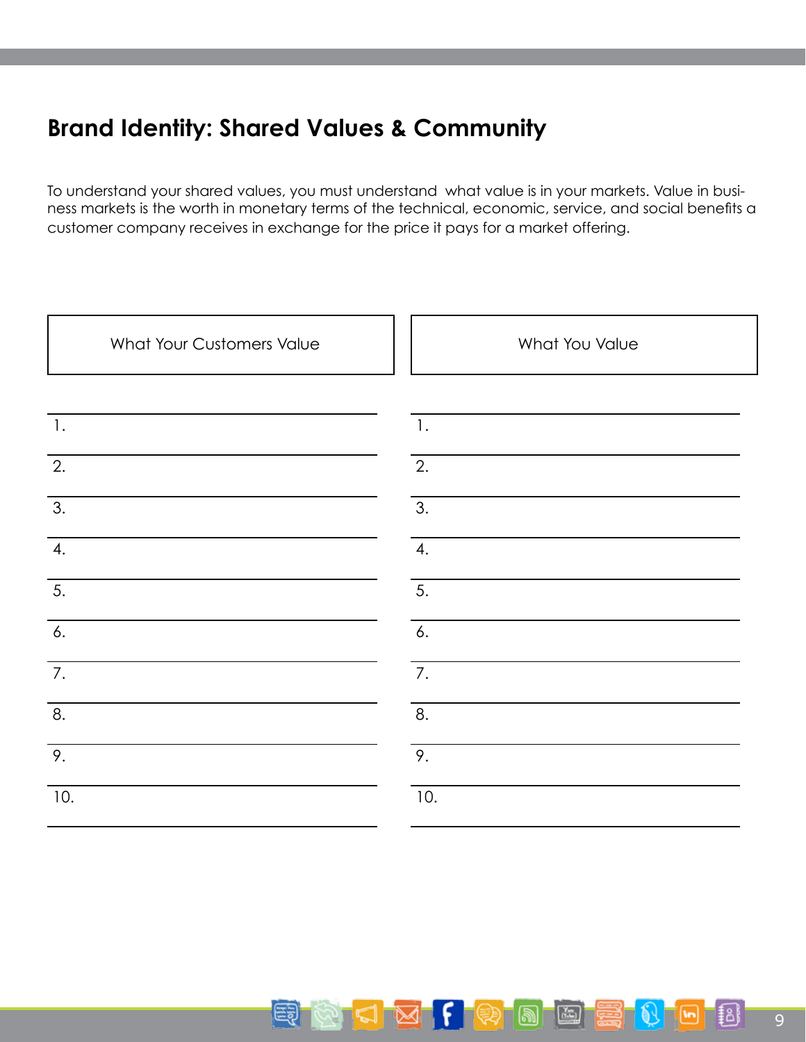# Brand Identity: Shared Values & Community

To understand your shared values, you must understand what value is in your markets. Value in business markets is the worth in monetary terms of the technical, economic, service, and social benefits a customer company receives in exchange for the price it pays for a market offering.

| What Your Customers Value | What You Value |
|---|---|
| 1. | 1. |
| 2. | 2. |
| 3. | 3. |
| 4. | 4. |
| 5. | 5. |
| 6. | 6. |
| 7. | 7. |
| 8. | 8. |
| 9. | 9. |
| 10. | 10. |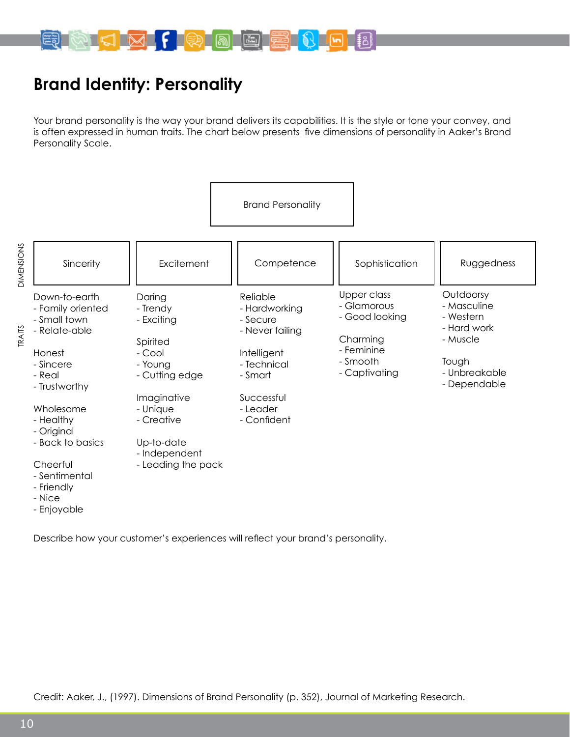# Brand Identity: Personality

Your brand personality is the way your brand delivers its capabilities. It is the style or tone your convey, and is often expressed in human traits. The chart below presents five dimensions of personality in Aaker's Brand Personality Scale.

**Brand Personality**

| Sincerity | Excitement | Competence | Sophistication | Ruggedness |
| --- | --- | --- | --- | --- |
| Down-to-earth<br>- Family oriented<br>- Small town<br>- Relate-able | Daring<br>- Trendy<br>- Exciting | Reliable<br>- Hardworking<br>- Secure<br>- Never failing | Upper class<br>- Glamorous<br>- Good looking | Outdoorsy<br>- Masculine<br>- Western<br>- Hard work<br>- Muscle |
| Honest<br>- Sincere<br>- Real<br>- Trustworthy | Spirited<br>- Cool<br>- Young<br>- Cutting edge | Intelligent<br>- Technical<br>- Smart | Charming<br>- Feminine<br>- Smooth<br>- Captivating | Tough<br>- Unbreakable<br>- Dependable |
| Wholesome<br>- Healthy<br>- Original<br>- Back to basics | Imaginative<br>- Unique<br>- Creative | Successful<br>- Leader<br>- Confident | | |
| Cheerful<br>- Sentimental<br>- Friendly<br>- Nice<br>- Enjoyable | Up-to-date<br>- Independent<br>- Leading the pack | | | |

Describe how your customer's experiences will reflect your brand's personality.

Credit: Aaker, J., (1997). Dimensions of Brand Personality (p. 352), Journal of Marketing Research.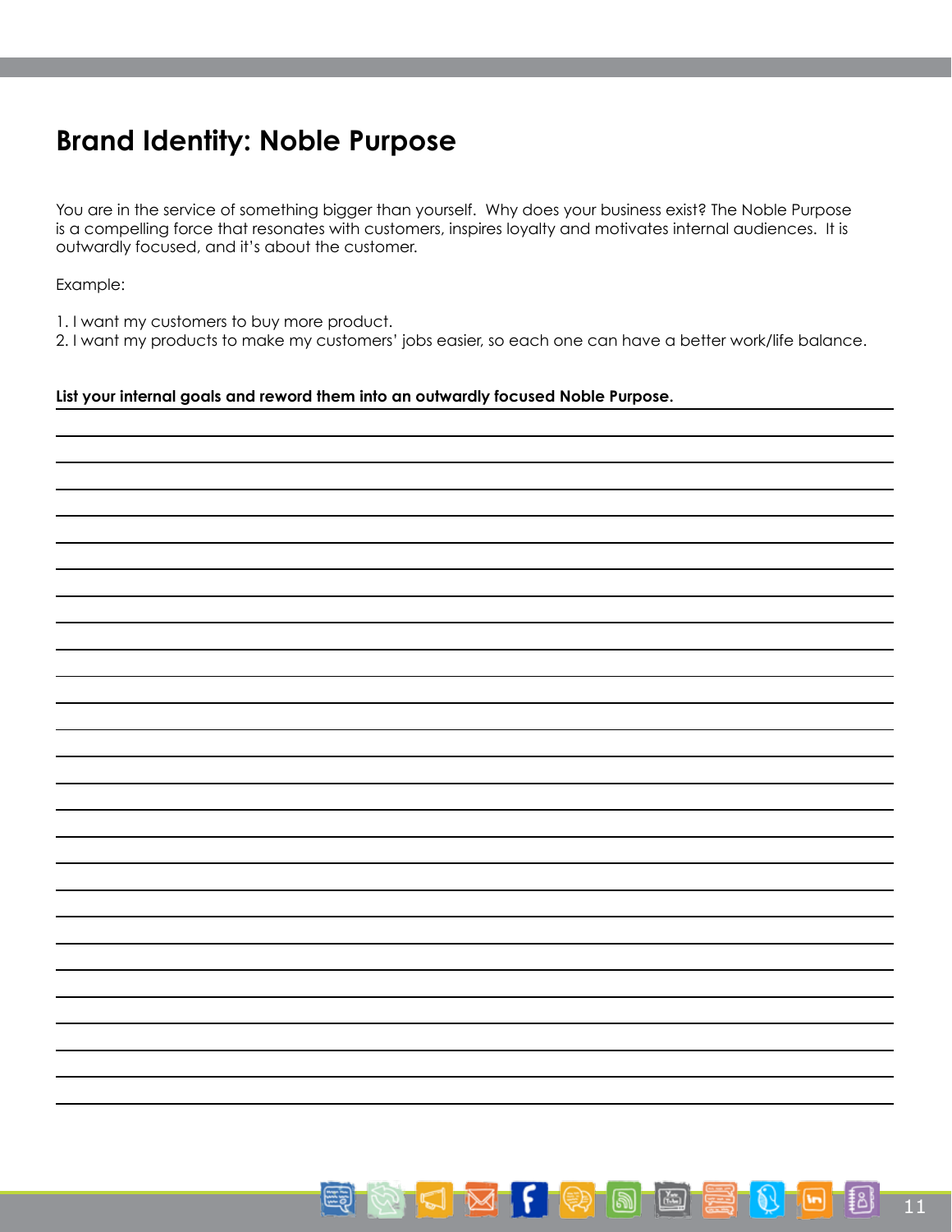# Brand Identity: Noble Purpose

You are in the service of something bigger than yourself. Why does your business exist? The Noble Purpose is a compelling force that resonates with customers, inspires loyalty and motivates internal audiences. It is outwardly focused, and it's about the customer.

Example:

1. I want my customers to buy more product.
2. I want my products to make my customers' jobs easier, so each one can have a better work/life balance.

**List your internal goals and reword them into an outwardly focused Noble Purpose.**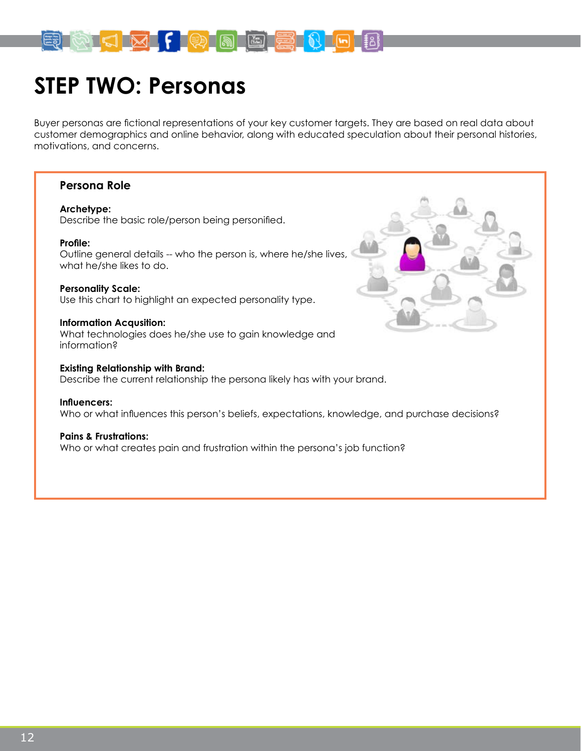# STEP TWO: Personas

Buyer personas are fictional representations of your key customer targets. They are based on real data about customer demographics and online behavior, along with educated speculation about their personal histories, motivations, and concerns.

### Persona Role

**Archetype:**
Describe the basic role/person being personified.

**Profile:**
Outline general details -- who the person is, where he/she lives, what he/she likes to do.

**Personality Scale:**
Use this chart to highlight an expected personality type.

**Information Acqusition:**
What technologies does he/she use to gain knowledge and information?

**Existing Relationship with Brand:**
Describe the current relationship the persona likely has with your brand.

**Influencers:**
Who or what influences this person's beliefs, expectations, knowledge, and purchase decisions?

**Pains & Frustrations:**
Who or what creates pain and frustration within the persona's job function?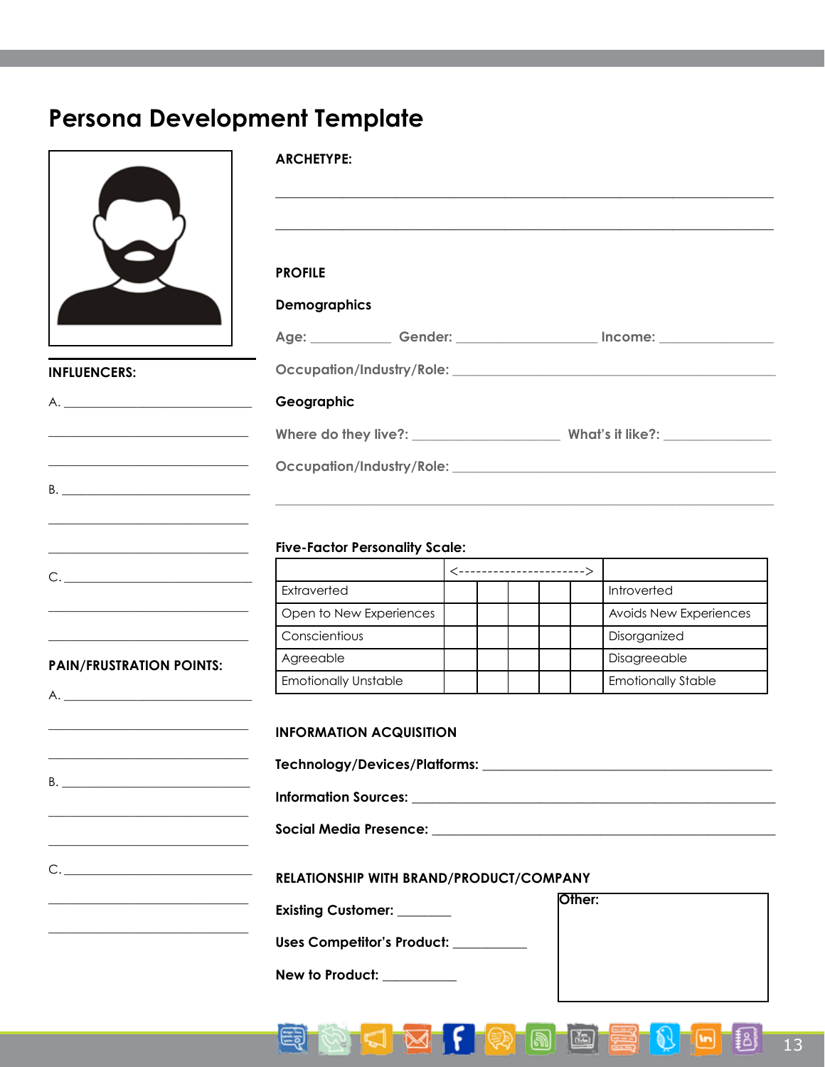# Persona Development Template

**INFLUENCERS:**

A. ____________________________

____________________________

____________________________

B. ____________________________

____________________________

____________________________

C. ____________________________

____________________________

____________________________

**PAIN/FRUSTRATION POINTS:**

A. ____________________________

____________________________

____________________________

B. ____________________________

____________________________

____________________________

C. ____________________________

____________________________

____________________________

**ARCHETYPE:**

____________________________________________________________

____________________________________________________________

**PROFILE**

**Demographics**

Age: __________ Gender: __________________ Income: ______________

Occupation/Industry/Role: ____________________________________________

**Geographic**

Where do they live?: __________________ What's it like?: ______________

Occupation/Industry/Role: ____________________________________________

____________________________________________________________

**Five-Factor Personality Scale:**

| | <----------------------> | | | | |
|---|---|---|---|---|---|
| Extraverted | | | | | Introverted |
| Open to New Experiences | | | | | Avoids New Experiences |
| Conscientious | | | | | Disorganized |
| Agreeable | | | | | Disagreeable |
| Emotionally Unstable | | | | | Emotionally Stable |

**INFORMATION ACQUISITION**

**Technology/Devices/Platforms:** ____________________________________

**Information Sources:** ____________________________________________

**Social Media Presence:** __________________________________________

**RELATIONSHIP WITH BRAND/PRODUCT/COMPANY**

**Existing Customer:** _______

**Uses Competitor's Product:** __________

**New to Product:** __________

**Other:**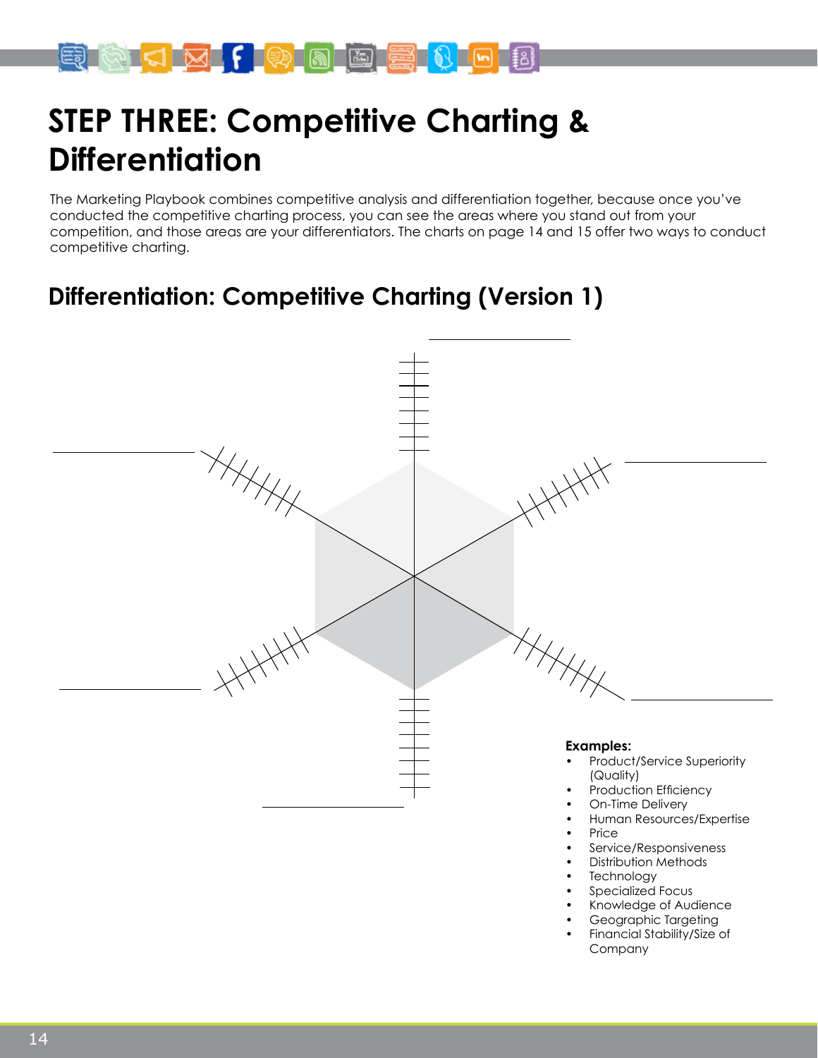# STEP THREE: Competitive Charting & Differentiation

The Marketing Playbook combines competitive analysis and differentiation together, because once you've conducted the competitive charting process, you can see the areas where you stand out from your competition, and those areas are your differentiators. The charts on page 14 and 15 offer two ways to conduct competitive charting.

## Differentiation: Competitive Charting (Version 1)

**Examples:**

- Product/Service Superiority (Quality)
- Production Efficiency
- On-Time Delivery
- Human Resources/Expertise
- Price
- Service/Responsiveness
- Distribution Methods
- Technology
- Specialized Focus
- Knowledge of Audience
- Geographic Targeting
- Financial Stability/Size of Company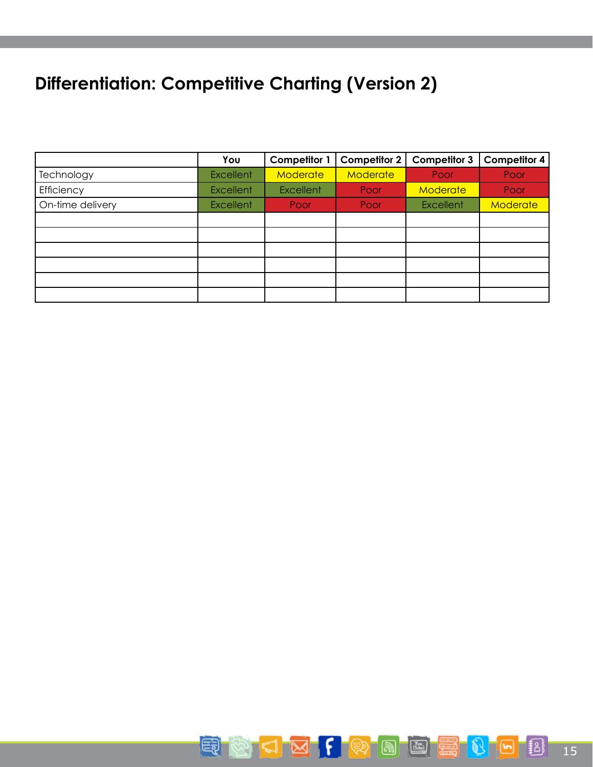# Differentiation: Competitive Charting (Version 2)

| | You | Competitor 1 | Competitor 2 | Competitor 3 | Competitor 4 |
|---|---|---|---|---|---|
| Technology | Excellent | Moderate | Moderate | Poor | Poor |
| Efficiency | Excellent | Excellent | Poor | Moderate | Poor |
| On-time delivery | Excellent | Poor | Poor | Excellent | Moderate |
| | | | | | |
| | | | | | |
| | | | | | |
| | | | | | |
| | | | | | |
| | | | | | |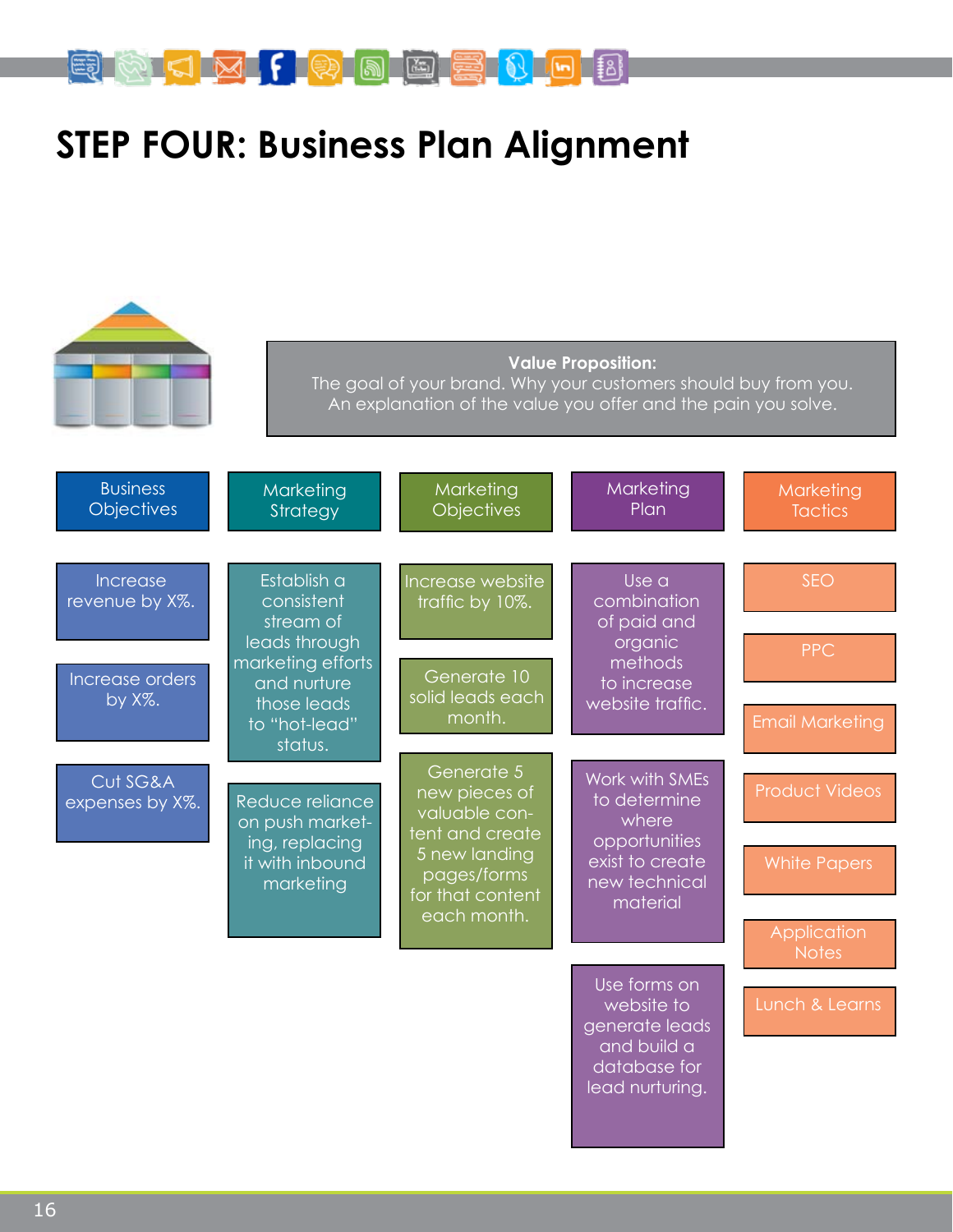# STEP FOUR: Business Plan Alignment

**Value Proposition:**
The goal of your brand. Why your customers should buy from you.
An explanation of the value you offer and the pain you solve.

| Business Objectives | Marketing Strategy | Marketing Objectives | Marketing Plan | Marketing Tactics |
|---|---|---|---|---|
| Increase revenue by X%. | Establish a consistent stream of leads through marketing efforts and nurture those leads to "hot-lead" status. | Increase website traffic by 10%. | Use a combination of paid and organic methods to increase website traffic. | SEO |
| Increase orders by X%. | Reduce reliance on push marketing, replacing it with inbound marketing | Generate 10 solid leads each month. | Work with SMEs to determine where opportunities exist to create new technical material | PPC |
| Cut SG&A expenses by X%. | | Generate 5 new pieces of valuable content and create 5 new landing pages/forms for that content each month. | Use forms on website to generate leads and build a database for lead nurturing. | Email Marketing |
| | | | | Product Videos |
| | | | | White Papers |
| | | | | Application Notes |
| | | | | Lunch & Learns |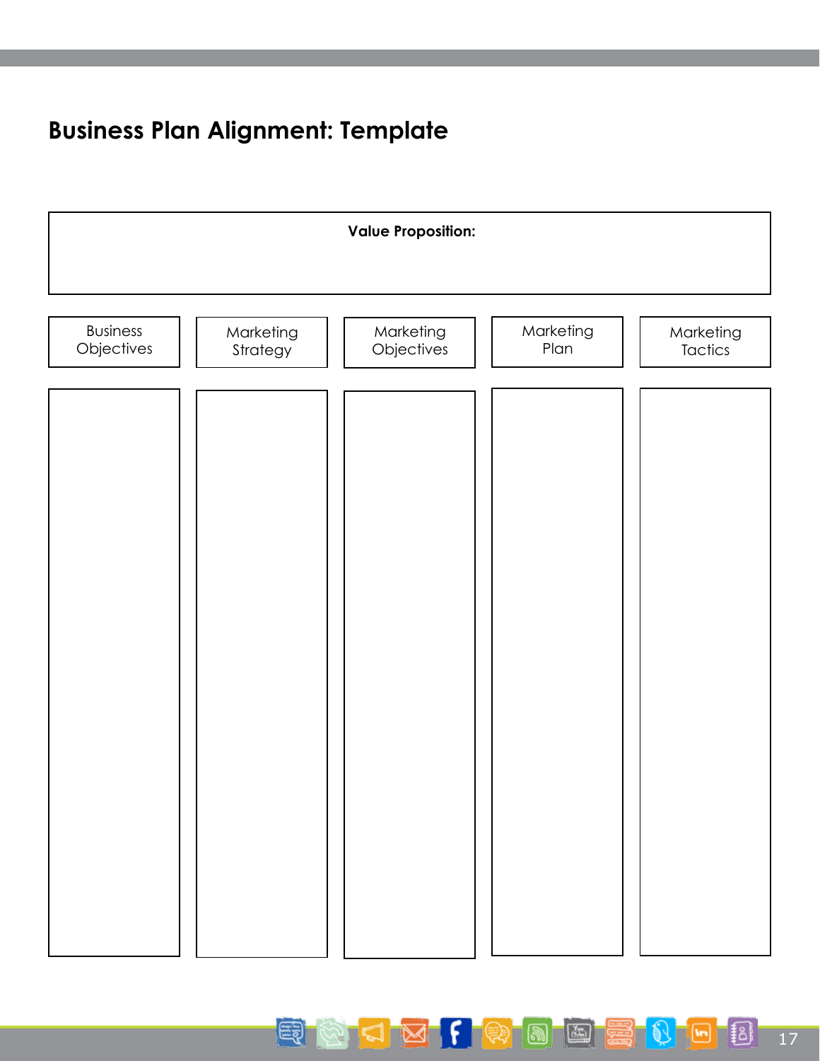# Business Plan Alignment: Template

**Value Proposition:**

| Business Objectives | Marketing Strategy | Marketing Objectives | Marketing Plan | Marketing Tactics |
| --- | --- | --- | --- | --- |
| | | | | |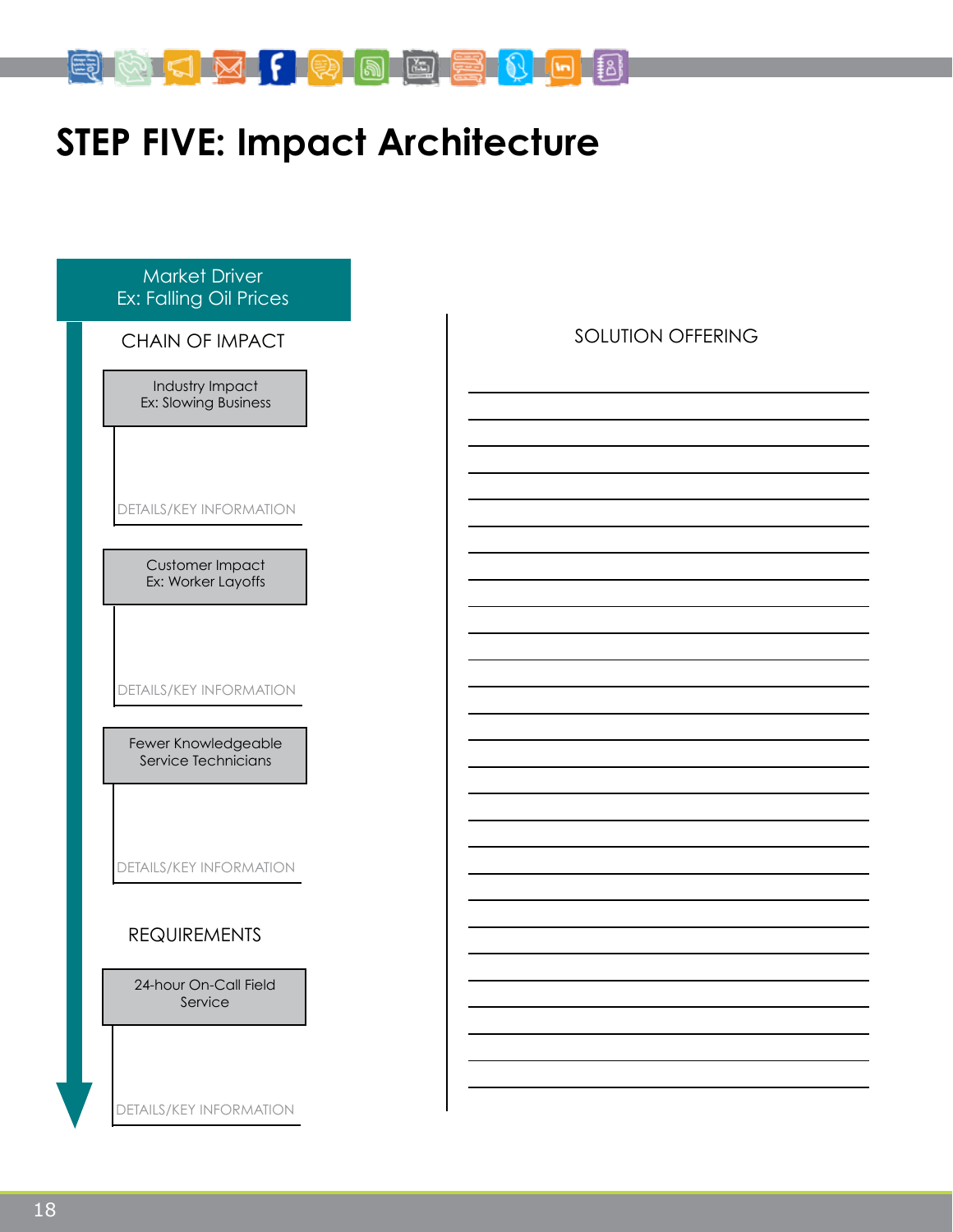# STEP FIVE: Impact Architecture

**Market Driver**
Ex: Falling Oil Prices

CHAIN OF IMPACT

Industry Impact
Ex: Slowing Business

DETAILS/KEY INFORMATION

Customer Impact
Ex: Worker Layoffs

DETAILS/KEY INFORMATION

Fewer Knowledgeable Service Technicians

DETAILS/KEY INFORMATION

REQUIREMENTS

24-hour On-Call Field Service

DETAILS/KEY INFORMATION

SOLUTION OFFERING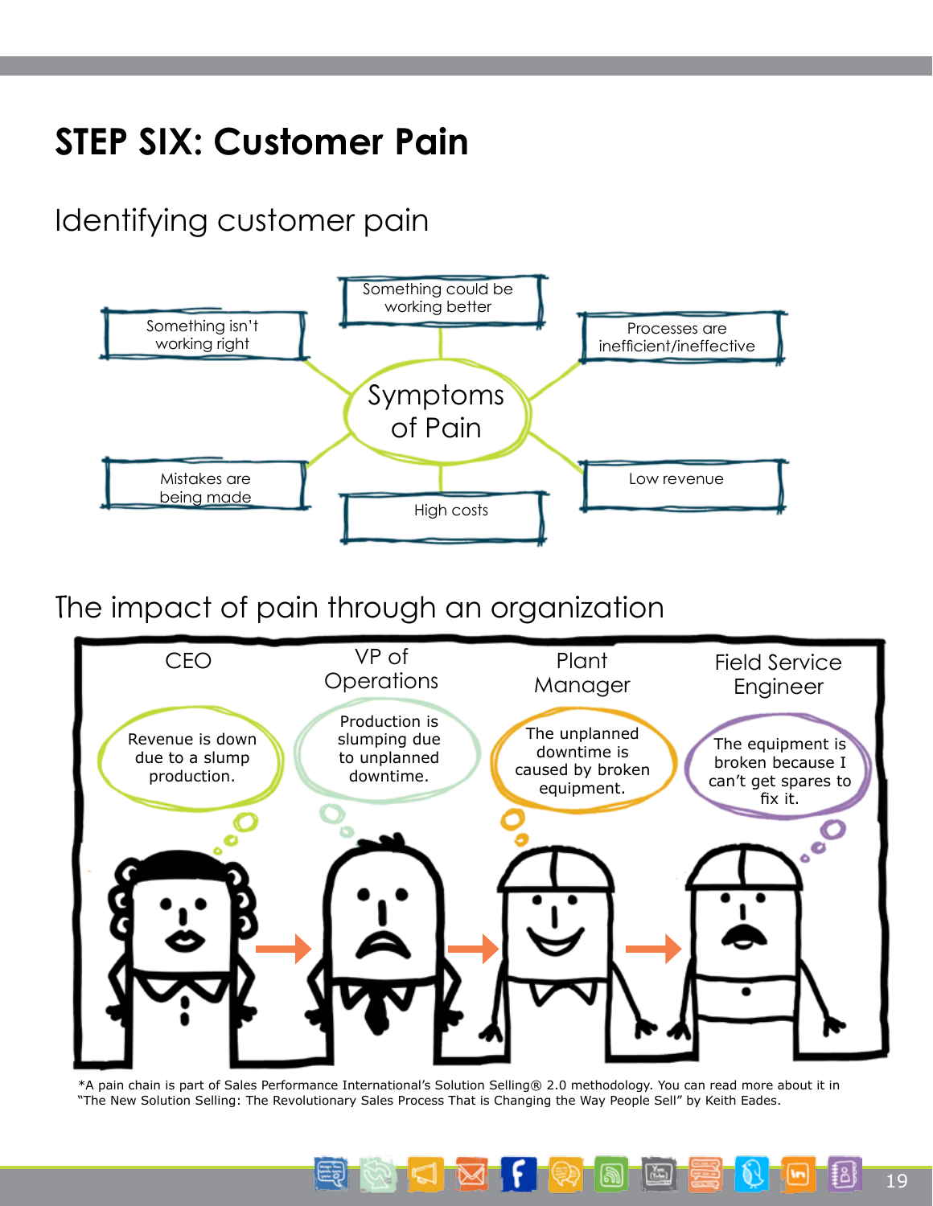# STEP SIX: Customer Pain

## Identifying customer pain

**Symptoms of Pain**

- Something isn't working right
- Something could be working better
- Processes are inefficient/ineffective
- Mistakes are being made
- High costs
- Low revenue

## The impact of pain through an organization

| CEO | VP of Operations | Plant Manager | Field Service Engineer |
| --- | --- | --- | --- |
| Revenue is down due to a slump production. | Production is slumping due to unplanned downtime. | The unplanned downtime is caused by broken equipment. | The equipment is broken because I can't get spares to fix it. |

*A pain chain is part of Sales Performance International's Solution Selling® 2.0 methodology. You can read more about it in "The New Solution Selling: The Revolutionary Sales Process That is Changing the Way People Sell" by Keith Eades.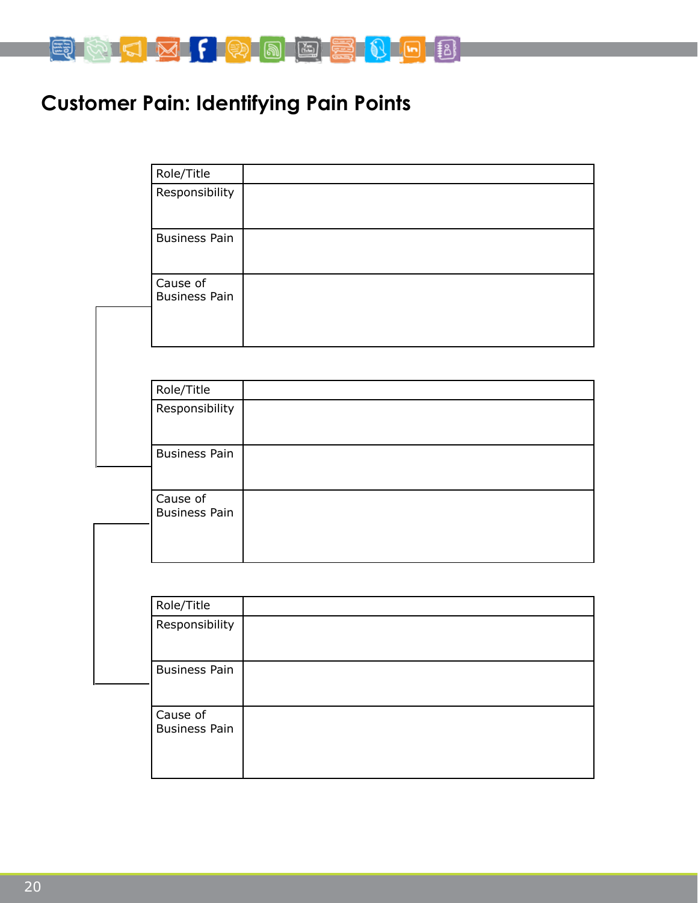# Customer Pain: Identifying Pain Points

| Role/Title | |
|---|---|
| Responsibility | |
| Business Pain | |
| Cause of Business Pain | |

| Role/Title | |
|---|---|
| Responsibility | |
| Business Pain | |
| Cause of Business Pain | |

| Role/Title | |
|---|---|
| Responsibility | |
| Business Pain | |
| Cause of Business Pain | |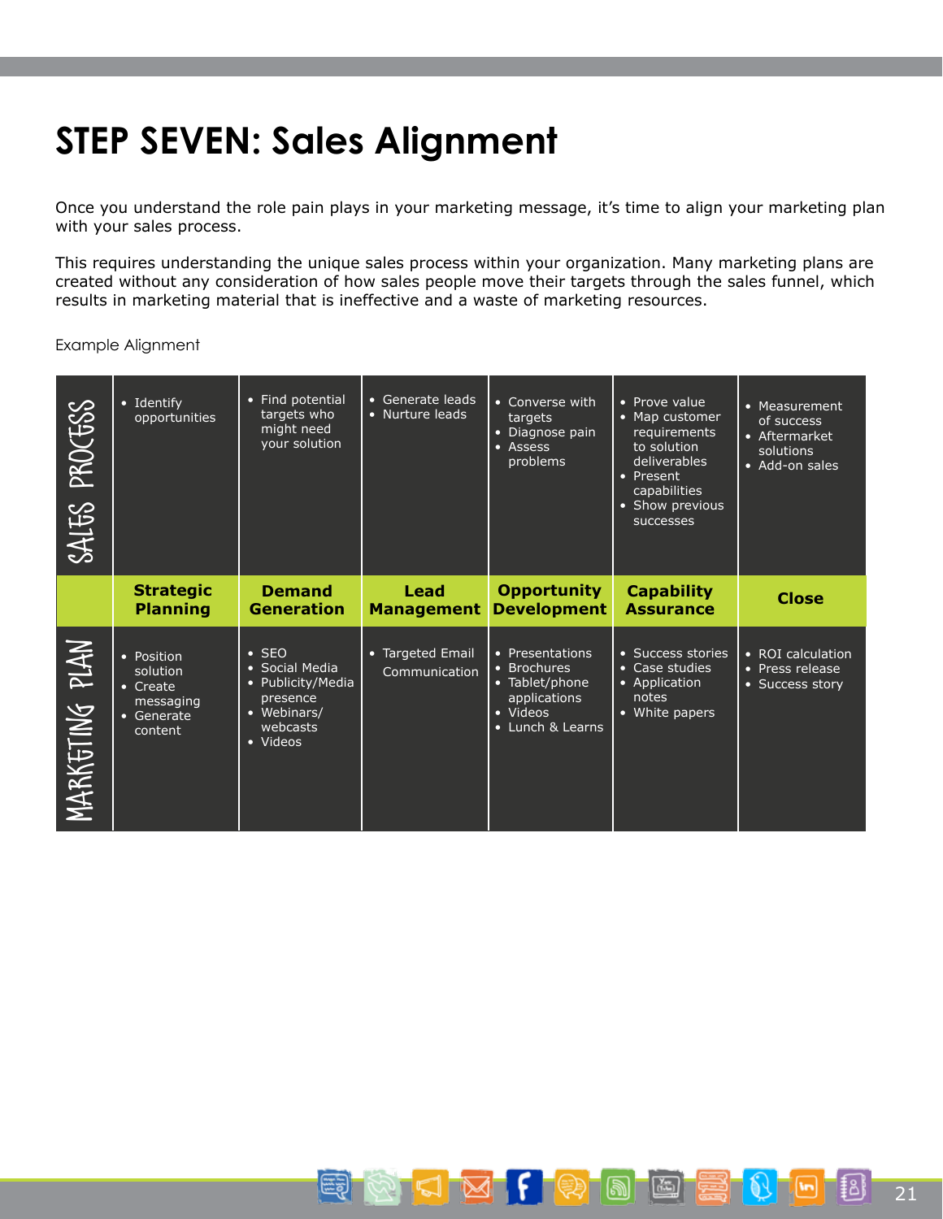# STEP SEVEN: Sales Alignment

Once you understand the role pain plays in your marketing message, it's time to align your marketing plan with your sales process.

This requires understanding the unique sales process within your organization. Many marketing plans are created without any consideration of how sales people move their targets through the sales funnel, which results in marketing material that is ineffective and a waste of marketing resources.

Example Alignment

| | Strategic Planning | Demand Generation | Lead Management | Opportunity Development | Capability Assurance | Close |
|---|---|---|---|---|---|---|
| SALES PROCESS | • Identify opportunities | • Find potential targets who might need your solution | • Generate leads<br>• Nurture leads | • Converse with targets<br>• Diagnose pain<br>• Assess problems | • Prove value<br>• Map customer requirements to solution deliverables<br>• Present capabilities<br>• Show previous successes | • Measurement of success<br>• Aftermarket solutions<br>• Add-on sales |
| MARKETING PLAN | • Position solution<br>• Create messaging<br>• Generate content | • SEO<br>• Social Media<br>• Publicity/Media presence<br>• Webinars/ webcasts<br>• Videos | • Targeted Email Communication | • Presentations<br>• Brochures<br>• Tablet/phone applications<br>• Videos<br>• Lunch & Learns | • Success stories<br>• Case studies<br>• Application notes<br>• White papers | • ROI calculation<br>• Press release<br>• Success story |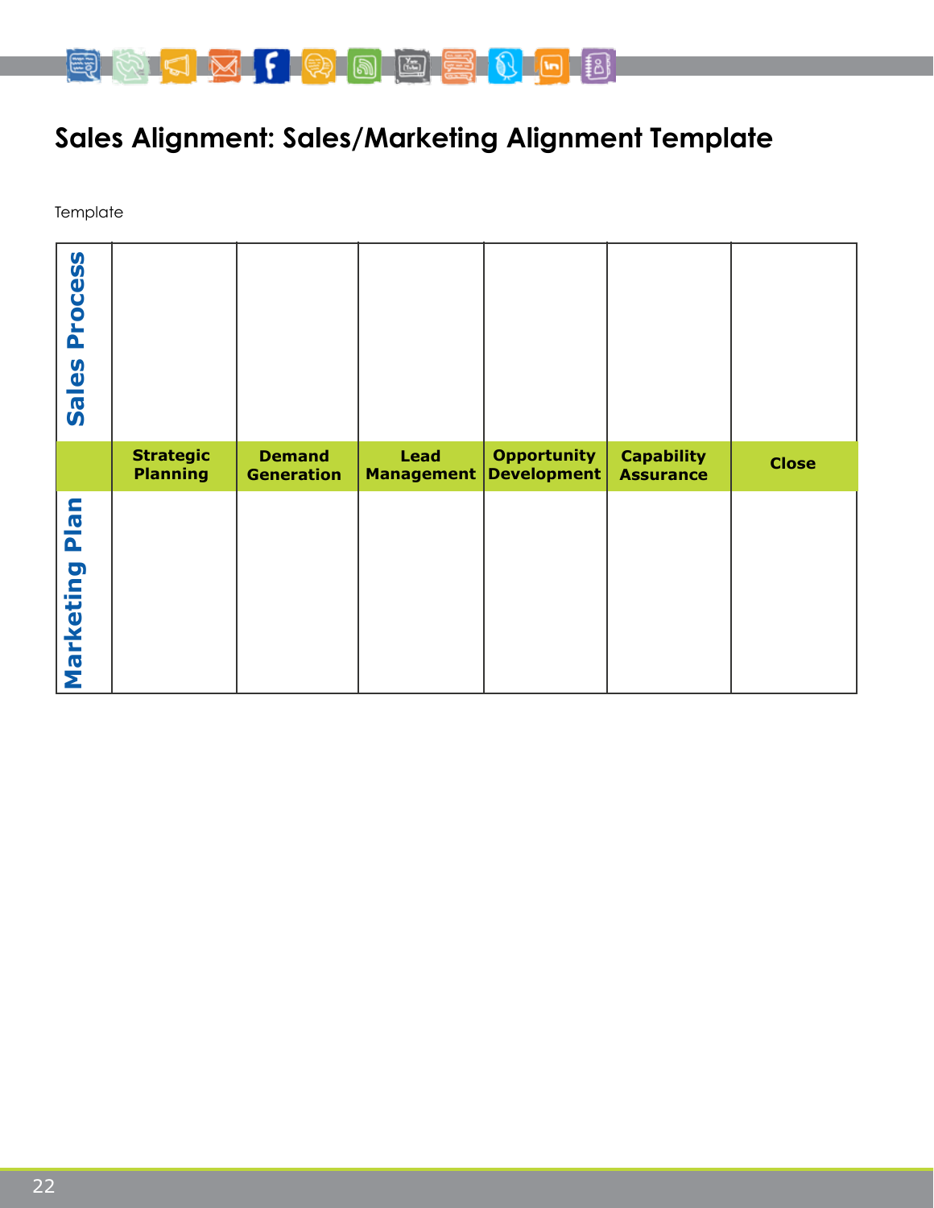# Sales Alignment: Sales/Marketing Alignment Template

Template

| | Strategic Planning | Demand Generation | Lead Management | Opportunity Development | Capability Assurance | Close |
|---|---|---|---|---|---|---|
| **Sales Process** | | | | | | |
| **Marketing Plan** | | | | | | |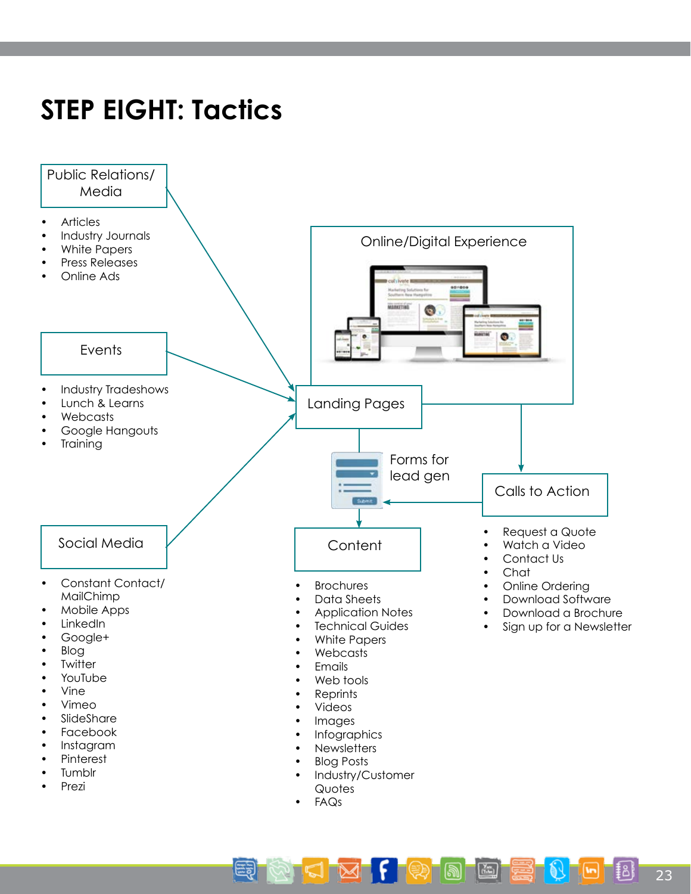# STEP EIGHT: Tactics

**Public Relations/ Media**

- Articles
- Industry Journals
- White Papers
- Press Releases
- Online Ads

**Events**

- Industry Tradeshows
- Lunch & Learns
- Webcasts
- Google Hangouts
- Training

**Social Media**

- Constant Contact/ MailChimp
- Mobile Apps
- LinkedIn
- Google+
- Blog
- Twitter
- YouTube
- Vine
- Vimeo
- SlideShare
- Facebook
- Instagram
- Pinterest
- Tumblr
- Prezi

**Online/Digital Experience**

**Landing Pages**

Forms for lead gen

**Content**

- Brochures
- Data Sheets
- Application Notes
- Technical Guides
- White Papers
- Webcasts
- Emails
- Web tools
- Reprints
- Videos
- Images
- Infographics
- Newsletters
- Blog Posts
- Industry/Customer Quotes
- FAQs

**Calls to Action**

- Request a Quote
- Watch a Video
- Contact Us
- Chat
- Online Ordering
- Download Software
- Download a Brochure
- Sign up for a Newsletter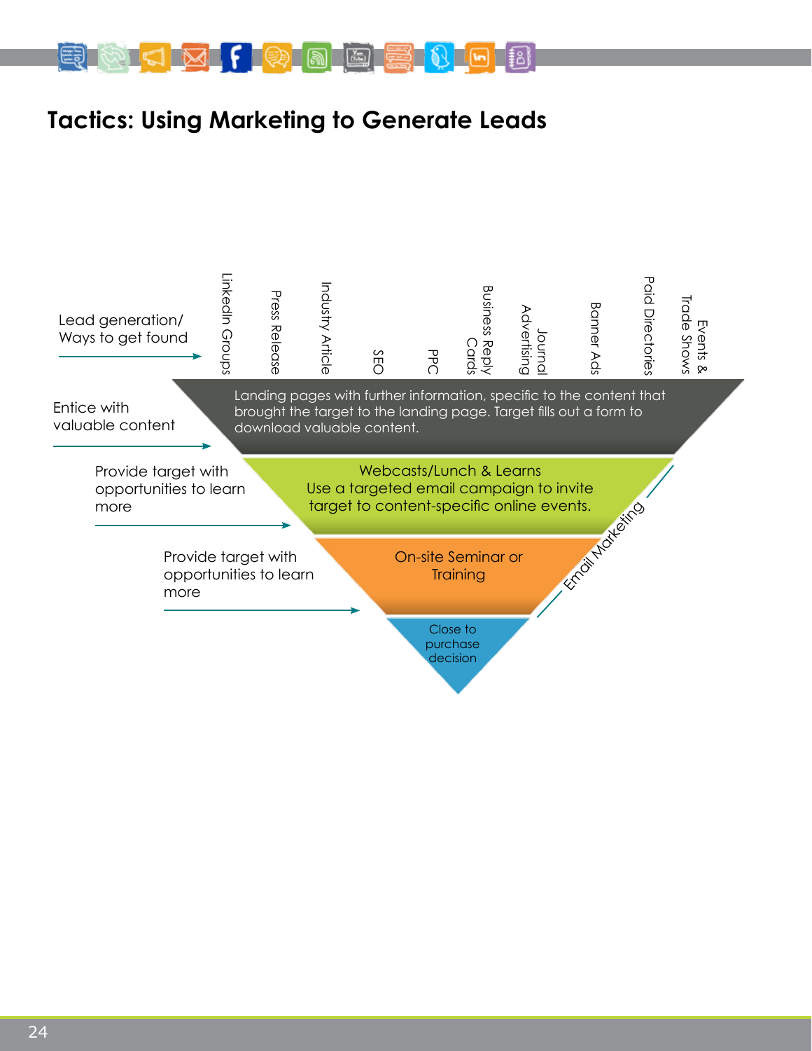# Tactics: Using Marketing to Generate Leads

Lead generation/ Ways to get found

LinkedIn Groups

Press Release

Industry Article

SEO

PPC

Business Reply Cards

Journal Advertising

Banner Ads

Paid Directories

Events & Trade Shows

Entice with valuable content

Landing pages with further information, specific to the content that brought the target to the landing page. Target fills out a form to download valuable content.

Provide target with opportunities to learn more

Webcasts/Lunch & Learns
Use a targeted email campaign to invite target to content-specific online events.

Provide target with opportunities to learn more

On-site Seminar or Training

Email Marketing

Close to purchase decision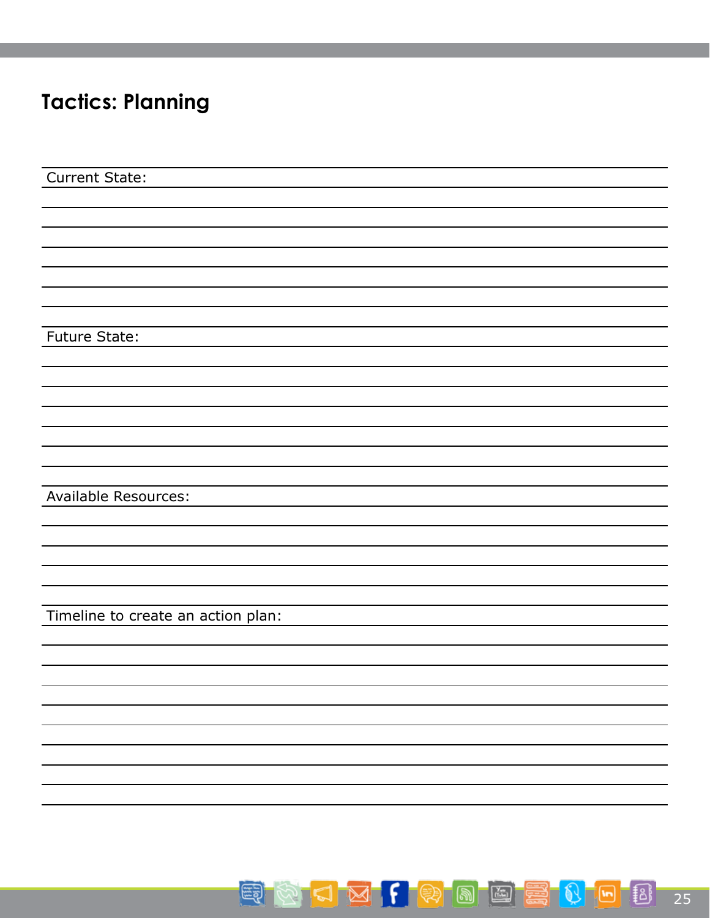# Tactics: Planning

Current State:

Future State:

Available Resources:

Timeline to create an action plan: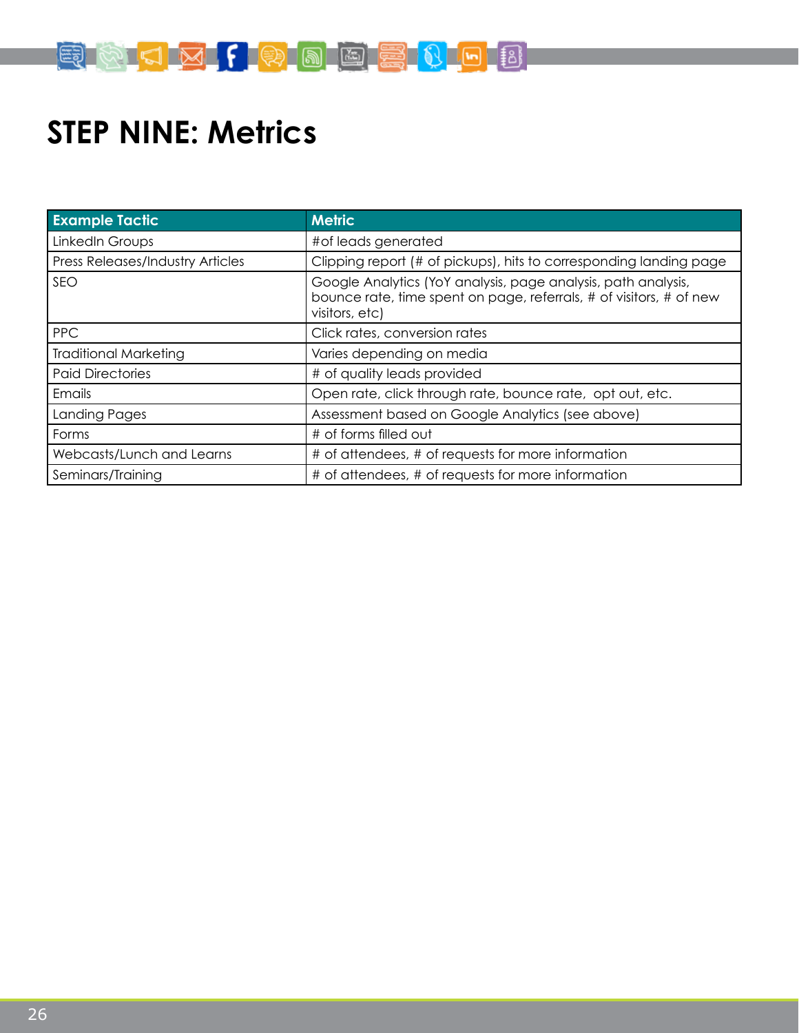# STEP NINE: Metrics

| Example Tactic | Metric |
|---|---|
| LinkedIn Groups | #of leads generated |
| Press Releases/Industry Articles | Clipping report (# of pickups), hits to corresponding landing page |
| SEO | Google Analytics (YoY analysis, page analysis, path analysis, bounce rate, time spent on page, referrals, # of visitors, # of new visitors, etc) |
| PPC | Click rates, conversion rates |
| Traditional Marketing | Varies depending on media |
| Paid Directories | # of quality leads provided |
| Emails | Open rate, click through rate, bounce rate, opt out, etc. |
| Landing Pages | Assessment based on Google Analytics (see above) |
| Forms | # of forms filled out |
| Webcasts/Lunch and Learns | # of attendees, # of requests for more information |
| Seminars/Training | # of attendees, # of requests for more information |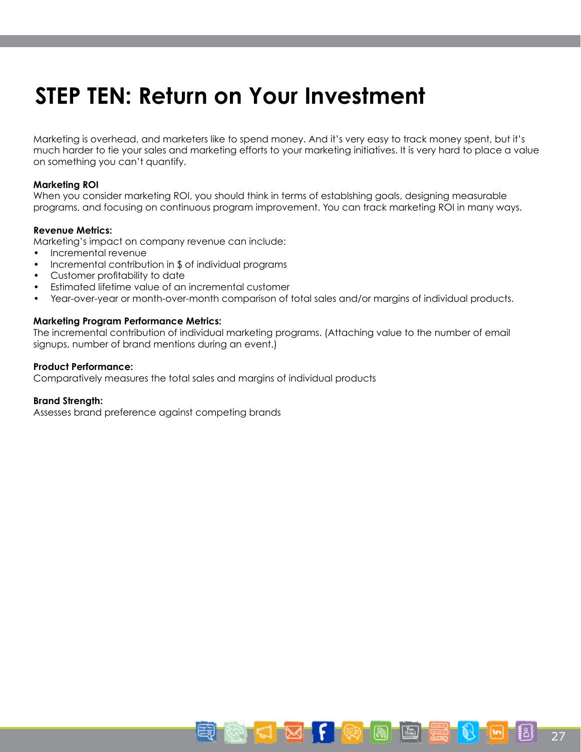# STEP TEN: Return on Your Investment

Marketing is overhead, and marketers like to spend money. And it's very easy to track money spent, but it's much harder to tie your sales and marketing efforts to your marketing initiatives. It is very hard to place a value on something you can't quantify.

**Marketing ROI**
When you consider marketing ROI, you should think in terms of establshing goals, designing measurable programs, and focusing on continuous program improvement. You can track marketing ROI in many ways.

**Revenue Metrics:**
Marketing's impact on company revenue can include:

- Incremental revenue
- Incremental contribution in $ of individual programs
- Customer profitability to date
- Estimated lifetime value of an incremental customer
- Year-over-year or month-over-month comparison of total sales and/or margins of individual products.

**Marketing Program Performance Metrics:**
The incremental contribution of individual marketing programs. (Attaching value to the number of email signups, number of brand mentions during an event.)

**Product Performance:**
Comparatively measures the total sales and margins of individual products

**Brand Strength:**
Assesses brand preference against competing brands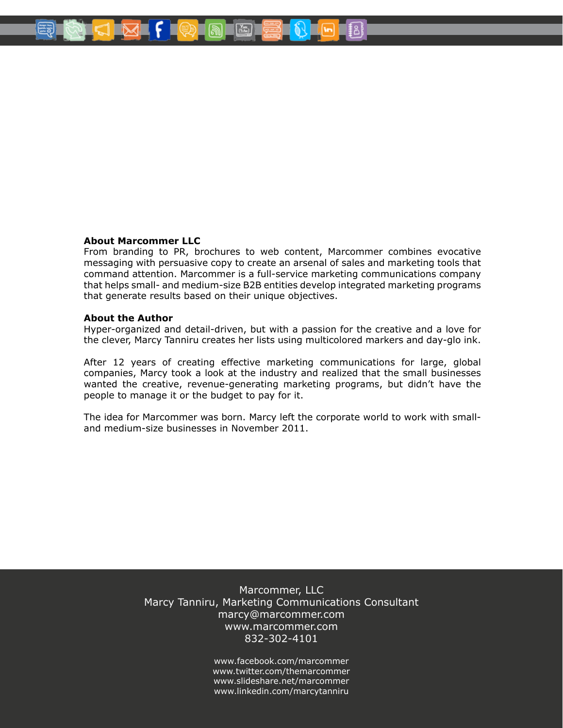**About Marcommer LLC**

From branding to PR, brochures to web content, Marcommer combines evocative messaging with persuasive copy to create an arsenal of sales and marketing tools that command attention. Marcommer is a full-service marketing communications company that helps small- and medium-size B2B entities develop integrated marketing programs that generate results based on their unique objectives.

**About the Author**

Hyper-organized and detail-driven, but with a passion for the creative and a love for the clever, Marcy Tanniru creates her lists using multicolored markers and day-glo ink.

After 12 years of creating effective marketing communications for large, global companies, Marcy took a look at the industry and realized that the small businesses wanted the creative, revenue-generating marketing programs, but didn't have the people to manage it or the budget to pay for it.

The idea for Marcommer was born. Marcy left the corporate world to work with small- and medium-size businesses in November 2011.

Marcommer, LLC
Marcy Tanniru, Marketing Communications Consultant
marcy@marcommer.com
www.marcommer.com
832-302-4101

www.facebook.com/marcommer
www.twitter.com/themarcommer
www.slideshare.net/marcommer
www.linkedin.com/marcytanniru